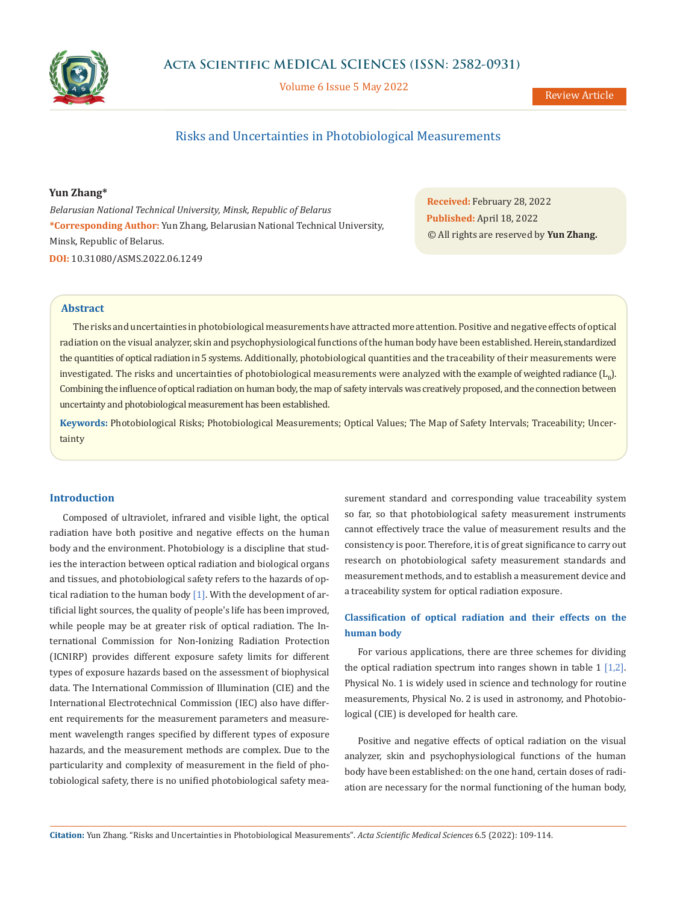Review Article

# Risks and Uncertainties in Photobiological Measurements

**Yun Zhang***

*Belarusian National Technical University, Minsk, Republic of Belarus*

**\*Corresponding Author:** Yun Zhang, Belarusian National Technical University, Minsk, Republic of Belarus.

**DOI:** 10.31080/ASMS.2022.06.1249

**Received:** February 28, 2022
**Published:** April 18, 2022
© All rights are reserved by **Yun Zhang.**

## Abstract

The risks and uncertainties in photobiological measurements have attracted more attention. Positive and negative effects of optical radiation on the visual analyzer, skin and psychophysiological functions of the human body have been established. Herein, standardized the quantities of optical radiation in 5 systems. Additionally, photobiological quantities and the traceability of their measurements were investigated. The risks and uncertainties of photobiological measurements were analyzed with the example of weighted radiance ($L_B$). Combining the influence of optical radiation on human body, the map of safety intervals was creatively proposed, and the connection between uncertainty and photobiological measurement has been established.

**Keywords:** Photobiological Risks; Photobiological Measurements; Optical Values; The Map of Safety Intervals; Traceability; Uncertainty

## Introduction

Composed of ultraviolet, infrared and visible light, the optical radiation have both positive and negative effects on the human body and the environment. Photobiology is a discipline that studies the interaction between optical radiation and biological organs and tissues, and photobiological safety refers to the hazards of optical radiation to the human body [1]. With the development of artificial light sources, the quality of people's life has been improved, while people may be at greater risk of optical radiation. The International Commission for Non-Ionizing Radiation Protection (ICNIRP) provides different exposure safety limits for different types of exposure hazards based on the assessment of biophysical data. The International Commission of Illumination (CIE) and the International Electrotechnical Commission (IEC) also have different requirements for the measurement parameters and measurement wavelength ranges specified by different types of exposure hazards, and the measurement methods are complex. Due to the particularity and complexity of measurement in the field of photobiological safety, there is no unified photobiological safety measurement standard and corresponding value traceability system so far, so that photobiological safety measurement instruments cannot effectively trace the value of measurement results and the consistency is poor. Therefore, it is of great significance to carry out research on photobiological safety measurement standards and measurement methods, and to establish a measurement device and a traceability system for optical radiation exposure.

## Classification of optical radiation and their effects on the human body

For various applications, there are three schemes for dividing the optical radiation spectrum into ranges shown in table 1 [1,2]. Physical No. 1 is widely used in science and technology for routine measurements, Physical No. 2 is used in astronomy, and Photobiological (CIE) is developed for health care.

Positive and negative effects of optical radiation on the visual analyzer, skin and psychophysiological functions of the human body have been established: on the one hand, certain doses of radiation are necessary for the normal functioning of the human body,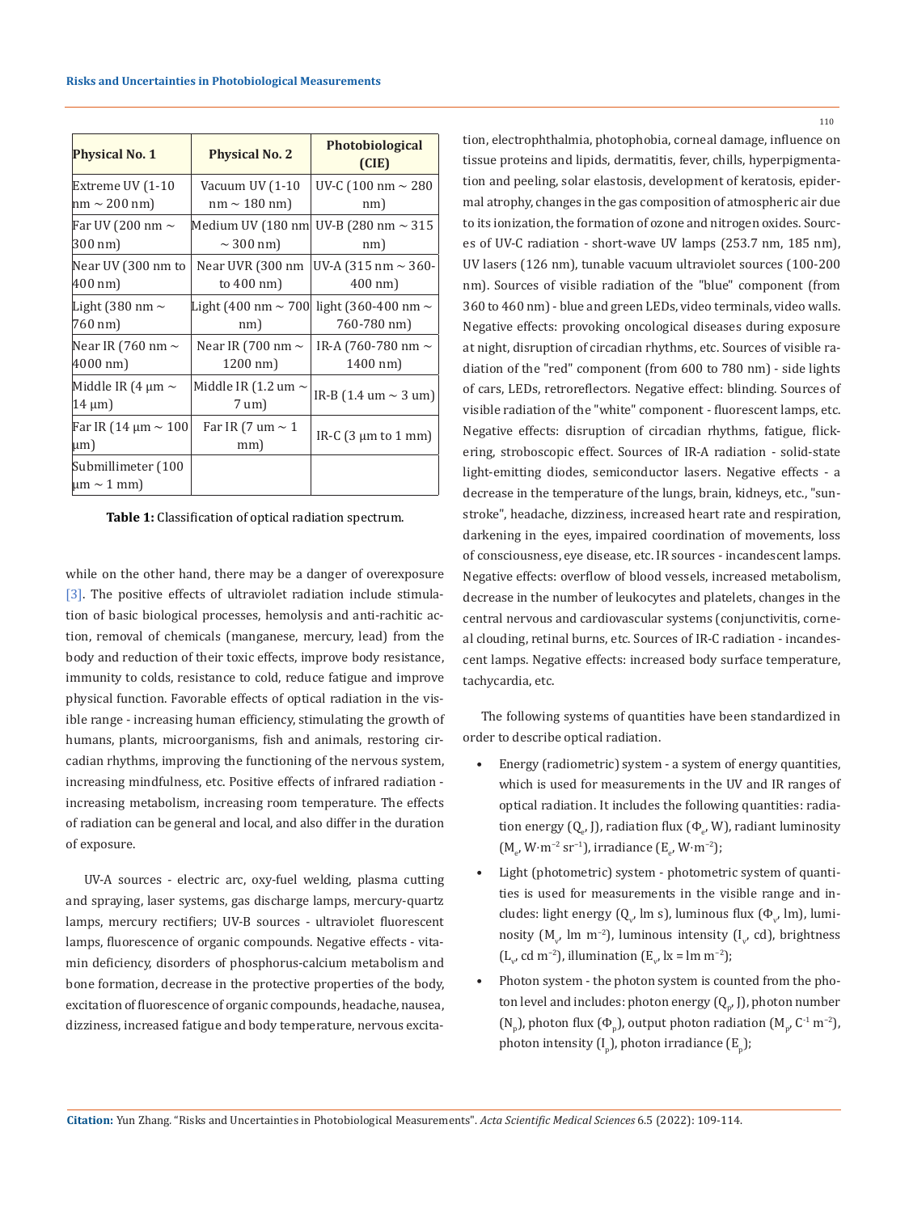| Physical No. 1 | Physical No. 2 | Photobiological (CIE) |
|---|---|---|
| Extreme UV (1-10 nm ~ 200 nm) | Vacuum UV (1-10 nm ~ 180 nm) | UV-C (100 nm ~ 280 nm) |
| Far UV (200 nm ~ 300 nm) | Medium UV (180 nm ~ 300 nm) | UV-B (280 nm ~ 315 nm) |
| Near UV (300 nm to 400 nm) | Near UVR (300 nm to 400 nm) | UV-A (315 nm ~ 360-400 nm) |
| Light (380 nm ~ 760 nm) | Light (400 nm ~ 700 nm) | light (360-400 nm ~ 760-780 nm) |
| Near IR (760 nm ~ 4000 nm) | Near IR (700 nm ~ 1200 nm) | IR-A (760-780 nm ~ 1400 nm) |
| Middle IR (4 μm ~ 14 μm) | Middle IR (1.2 um ~ 7 um) | IR-B (1.4 um ~ 3 um) |
| Far IR (14 μm ~ 100 μm) | Far IR (7 um ~ 1 mm) | IR-C (3 μm to 1 mm) |
| Submillimeter (100 μm ~ 1 mm) | | |

**Table 1:** Classification of optical radiation spectrum.

while on the other hand, there may be a danger of overexposure [3]. The positive effects of ultraviolet radiation include stimulation of basic biological processes, hemolysis and anti-rachitic action, removal of chemicals (manganese, mercury, lead) from the body and reduction of their toxic effects, improve body resistance, immunity to colds, resistance to cold, reduce fatigue and improve physical function. Favorable effects of optical radiation in the visible range - increasing human efficiency, stimulating the growth of humans, plants, microorganisms, fish and animals, restoring circadian rhythms, improving the functioning of the nervous system, increasing mindfulness, etc. Positive effects of infrared radiation - increasing metabolism, increasing room temperature. The effects of radiation can be general and local, and also differ in the duration of exposure.

UV-A sources - electric arc, oxy-fuel welding, plasma cutting and spraying, laser systems, gas discharge lamps, mercury-quartz lamps, mercury rectifiers; UV-B sources - ultraviolet fluorescent lamps, fluorescence of organic compounds. Negative effects - vitamin deficiency, disorders of phosphorus-calcium metabolism and bone formation, decrease in the protective properties of the body, excitation of fluorescence of organic compounds, headache, nausea, dizziness, increased fatigue and body temperature, nervous excitation, electrophthalmia, photophobia, corneal damage, influence on tissue proteins and lipids, dermatitis, fever, chills, hyperpigmentation and peeling, solar elastosis, development of keratosis, epidermal atrophy, changes in the gas composition of atmospheric air due to its ionization, the formation of ozone and nitrogen oxides. Sources of UV-C radiation - short-wave UV lamps (253.7 nm, 185 nm), UV lasers (126 nm), tunable vacuum ultraviolet sources (100-200 nm). Sources of visible radiation of the "blue" component (from 360 to 460 nm) - blue and green LEDs, video terminals, video walls. Negative effects: provoking oncological diseases during exposure at night, disruption of circadian rhythms, etc. Sources of visible radiation of the "red" component (from 600 to 780 nm) - side lights of cars, LEDs, retroreflectors. Negative effect: blinding. Sources of visible radiation of the "white" component - fluorescent lamps, etc. Negative effects: disruption of circadian rhythms, fatigue, flickering, stroboscopic effect. Sources of IR-A radiation - solid-state light-emitting diodes, semiconductor lasers. Negative effects - a decrease in the temperature of the lungs, brain, kidneys, etc., "sunstroke", headache, dizziness, increased heart rate and respiration, darkening in the eyes, impaired coordination of movements, loss of consciousness, eye disease, etc. IR sources - incandescent lamps. Negative effects: overflow of blood vessels, increased metabolism, decrease in the number of leukocytes and platelets, changes in the central nervous and cardiovascular systems (conjunctivitis, corneal clouding, retinal burns, etc. Sources of IR-C radiation - incandescent lamps. Negative effects: increased body surface temperature, tachycardia, etc.

The following systems of quantities have been standardized in order to describe optical radiation.

- Energy (radiometric) system - a system of energy quantities, which is used for measurements in the UV and IR ranges of optical radiation. It includes the following quantities: radiation energy ($Q_e$, J), radiation flux ($\Phi_e$, W), radiant luminosity ($M_e$, $W \cdot m^{-2} sr^{-1}$), irradiance ($E_e$, $W \cdot m^{-2}$);
- Light (photometric) system - photometric system of quantities is used for measurements in the visible range and includes: light energy ($Q_v$, lm s), luminous flux ($\Phi_v$, lm), luminosity ($M_v$, lm $m^{-2}$), luminous intensity ($I_v$, cd), brightness ($L_v$, cd $m^{-2}$), illumination ($E_v$, lx = lm $m^{-2}$);
- Photon system - the photon system is counted from the photon level and includes: photon energy ($Q_p$, J), photon number ($N_p$), photon flux ($\Phi_p$), output photon radiation ($M_p$, $C^{-1}$ $m^{-2}$), photon intensity ($I_p$), photon irradiance ($E_p$);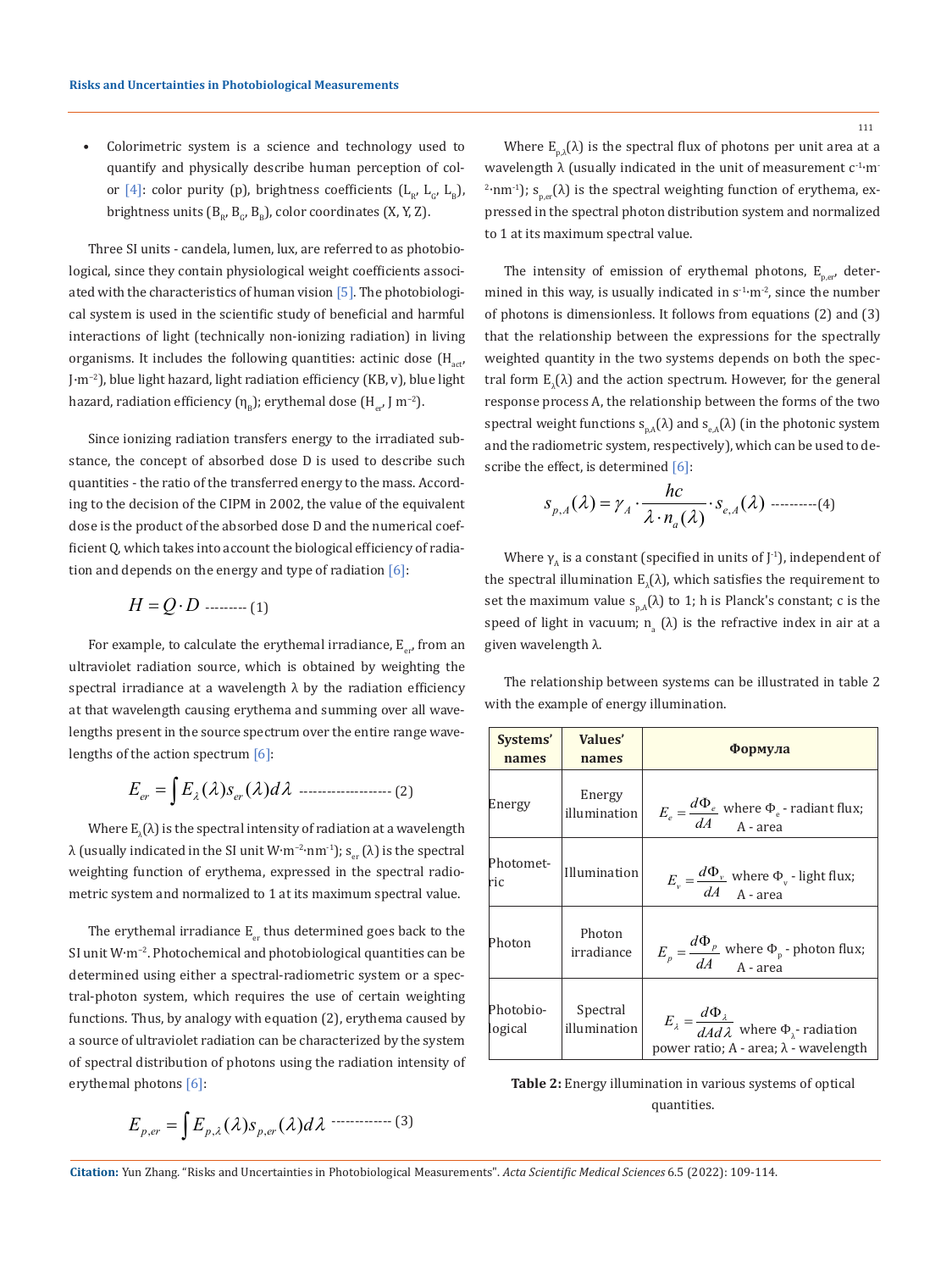- Colorimetric system is a science and technology used to quantify and physically describe human perception of color [4]: color purity (p), brightness coefficients ($L_R$, $L_G$, $L_B$), brightness units ($B_R$, $B_G$, $B_B$), color coordinates (X, Y, Z).

Three SI units - candela, lumen, lux, are referred to as photobiological, since they contain physiological weight coefficients associated with the characteristics of human vision [5]. The photobiological system is used in the scientific study of beneficial and harmful interactions of light (technically non-ionizing radiation) in living organisms. It includes the following quantities: actinic dose ($H_{act}$, $J \cdot m^{-2}$), blue light hazard, light radiation efficiency (KB, v), blue light hazard, radiation efficiency ($\eta_B$); erythemal dose ($H_{er}$, J $m^{-2}$).

Since ionizing radiation transfers energy to the irradiated substance, the concept of absorbed dose D is used to describe such quantities - the ratio of the transferred energy to the mass. According to the decision of the CIPM in 2002, the value of the equivalent dose is the product of the absorbed dose D and the numerical coefficient Q, which takes into account the biological efficiency of radiation and depends on the energy and type of radiation [6]:

$$H = Q \cdot D \quad (1)$$

For example, to calculate the erythemal irradiance, $E_{er}$, from an ultraviolet radiation source, which is obtained by weighting the spectral irradiance at a wavelength λ by the radiation efficiency at that wavelength causing erythema and summing over all wavelengths present in the source spectrum over the entire range wavelengths of the action spectrum [6]:

$$E_{er} = \int E_{\lambda}(\lambda) s_{er}(\lambda) d\lambda \quad (2)$$

Where $E_{\lambda}(\lambda)$ is the spectral intensity of radiation at a wavelength λ (usually indicated in the SI unit $W \cdot m^{-2} \cdot nm^{-1}$); $s_{er}(\lambda)$ is the spectral weighting function of erythema, expressed in the spectral radiometric system and normalized to 1 at its maximum spectral value.

The erythemal irradiance $E_{er}$ thus determined goes back to the SI unit $W \cdot m^{-2}$. Photochemical and photobiological quantities can be determined using either a spectral-radiometric system or a spectral-photon system, which requires the use of certain weighting functions. Thus, by analogy with equation (2), erythema caused by a source of ultraviolet radiation can be characterized by the system of spectral distribution of photons using the radiation intensity of erythemal photons [6]:

$$E_{p,er} = \int E_{p,\lambda}(\lambda) s_{p,er}(\lambda) d\lambda \quad (3)$$

Where $E_{p,\lambda}(\lambda)$ is the spectral flux of photons per unit area at a wavelength λ (usually indicated in the unit of measurement $c^{-1} \cdot m^{-2} \cdot nm^{-1}$); $s_{p,er}(\lambda)$ is the spectral weighting function of erythema, expressed in the spectral photon distribution system and normalized to 1 at its maximum spectral value.

The intensity of emission of erythemal photons, $E_{p,er}$, determined in this way, is usually indicated in $s^{-1} \cdot m^{-2}$, since the number of photons is dimensionless. It follows from equations (2) and (3) that the relationship between the expressions for the spectrally weighted quantity in the two systems depends on both the spectral form $E_{\lambda}(\lambda)$ and the action spectrum. However, for the general response process A, the relationship between the forms of the two spectral weight functions $s_{p,A}(\lambda)$ and $s_{e,A}(\lambda)$ (in the photonic system and the radiometric system, respectively), which can be used to describe the effect, is determined [6]:

$$s_{p,A}(\lambda) = \gamma_A \cdot \frac{hc}{\lambda \cdot n_a(\lambda)} \cdot s_{e,A}(\lambda) \quad (4)$$

Where $\gamma_A$ is a constant (specified in units of $J^{-1}$), independent of the spectral illumination $E_{\lambda}(\lambda)$, which satisfies the requirement to set the maximum value $s_{p,A}(\lambda)$ to 1; h is Planck's constant; c is the speed of light in vacuum; $n_a(\lambda)$ is the refractive index in air at a given wavelength λ.

The relationship between systems can be illustrated in table 2 with the example of energy illumination.

| Systems' names | Values' names | Формула |
|---|---|---|
| Energy | Energy illumination | $E_e = \frac{d\Phi_e}{dA}$ where $\Phi_e$ - radiant flux; A - area |
| Photometric | Illumination | $E_v = \frac{d\Phi_v}{dA}$ where $\Phi_v$ - light flux; A - area |
| Photon | Photon irradiance | $E_p = \frac{d\Phi_p}{dA}$ where $\Phi_p$ - photon flux; A - area |
| Photobiological | Spectral illumination | $E_{\lambda} = \frac{d\Phi_{\lambda}}{dAd\lambda}$ where $\Phi_{\lambda}$ - radiation power ratio; A - area; λ - wavelength |

**Table 2:** Energy illumination in various systems of optical quantities.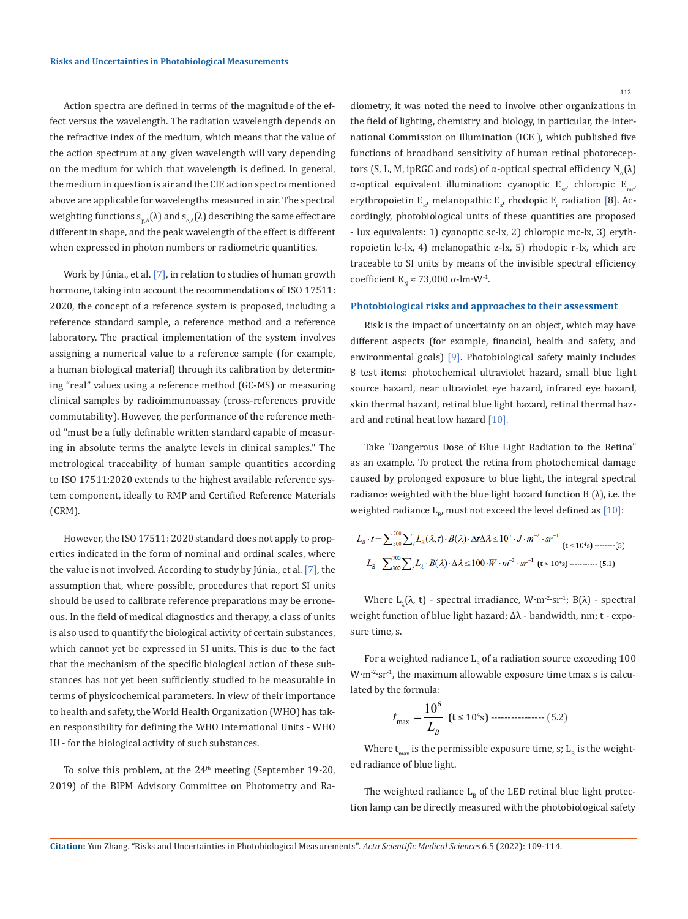Action spectra are defined in terms of the magnitude of the effect versus the wavelength. The radiation wavelength depends on the refractive index of the medium, which means that the value of the action spectrum at any given wavelength will vary depending on the medium for which that wavelength is defined. In general, the medium in question is air and the CIE action spectra mentioned above are applicable for wavelengths measured in air. The spectral weighting functions $s_{p,A}(\lambda)$ and $s_{e,A}(\lambda)$ describing the same effect are different in shape, and the peak wavelength of the effect is different when expressed in photon numbers or radiometric quantities.

Work by Júnia., et al. [7], in relation to studies of human growth hormone, taking into account the recommendations of ISO 17511: 2020, the concept of a reference system is proposed, including a reference standard sample, a reference method and a reference laboratory. The practical implementation of the system involves assigning a numerical value to a reference sample (for example, a human biological material) through its calibration by determining "real" values using a reference method (GC-MS) or measuring clinical samples by radioimmunoassay (cross-references provide commutability). However, the performance of the reference method "must be a fully definable written standard capable of measuring in absolute terms the analyte levels in clinical samples." The metrological traceability of human sample quantities according to ISO 17511:2020 extends to the highest available reference system component, ideally to RMP and Certified Reference Materials (CRM).

However, the ISO 17511: 2020 standard does not apply to properties indicated in the form of nominal and ordinal scales, where the value is not involved. According to study by Júnia., et al. [7], the assumption that, where possible, procedures that report SI units should be used to calibrate reference preparations may be erroneous. In the field of medical diagnostics and therapy, a class of units is also used to quantify the biological activity of certain substances, which cannot yet be expressed in SI units. This is due to the fact that the mechanism of the specific biological action of these substances has not yet been sufficiently studied to be measurable in terms of physicochemical parameters. In view of their importance to health and safety, the World Health Organization (WHO) has taken responsibility for defining the WHO International Units - WHO IU - for the biological activity of such substances.

To solve this problem, at the 24th meeting (September 19-20, 2019) of the BIPM Advisory Committee on Photometry and Radiometry, it was noted the need to involve other organizations in the field of lighting, chemistry and biology, in particular, the International Commission on Illumination (ICE ), which published five functions of broadband sensitivity of human retinal photoreceptors (S, L, M, ipRGC and rods) of α-optical spectral efficiency $N_{\alpha}(\lambda)$ α-optical equivalent illumination: cyanoptic $E_{sc}$, chloropic $E_{mc}$, erythropoietin $E_{lc}$, melanopathic $E_{z}$, rhodopic $E_{r}$ radiation [8]. Accordingly, photobiological units of these quantities are proposed - lux equivalents: 1) cyanoptic sc-lx, 2) chloropic mc-lx, 3) erythropoietin lc-lx, 4) melanopathic z-lx, 5) rhodopic r-lx, which are traceable to SI units by means of the invisible spectral efficiency coefficient $K_N \approx 73{,}000$ α-lm·W$^{-1}$.

## Photobiological risks and approaches to their assessment

Risk is the impact of uncertainty on an object, which may have different aspects (for example, financial, health and safety, and environmental goals) [9]. Photobiological safety mainly includes 8 test items: photochemical ultraviolet hazard, small blue light source hazard, near ultraviolet eye hazard, infrared eye hazard, skin thermal hazard, retinal blue light hazard, retinal thermal hazard and retinal heat low hazard [10].

Take "Dangerous Dose of Blue Light Radiation to the Retina" as an example. To protect the retina from photochemical damage caused by prolonged exposure to blue light, the integral spectral radiance weighted with the blue light hazard function B (λ), i.e. the weighted radiance $L_B$, must not exceed the level defined as [10]:

$$L_B \cdot t = \sum_{300}^{700} \sum_{t} L_{\lambda}(\lambda, t) \cdot B(\lambda) \cdot \Delta t \Delta\lambda \leq 10^6 \cdot J \cdot m^{-2} \cdot sr^{-1} \quad (t \leq 10^4 s) \text{ --------(5)}$$

$$L_B = \sum_{300}^{700} \sum_{t} L_{\lambda} \cdot B(\lambda) \cdot \Delta\lambda \leq 100 \cdot W \cdot m^{-2} \cdot sr^{-1} \quad (t > 10^4 s) \text{ ----------- (5.1)}$$

Where $L_{\lambda}(\lambda, t)$ - spectral irradiance, W·m$^{-2}$·sr$^{-1}$; $B(\lambda)$ - spectral weight function of blue light hazard; Δλ - bandwidth, nm; t - exposure time, s.

For a weighted radiance $L_B$ of a radiation source exceeding 100 W·m$^{-2}$·sr$^{-1}$, the maximum allowable exposure time tmax s is calculated by the formula:

$$t_{\max} = \frac{10^6}{L_B} \quad (t \leq 10^4 s) \text{ ---------------- (5.2)}$$

Where $t_{max}$ is the permissible exposure time, s; $L_B$ is the weighted radiance of blue light.

The weighted radiance $L_B$ of the LED retinal blue light protection lamp can be directly measured with the photobiological safety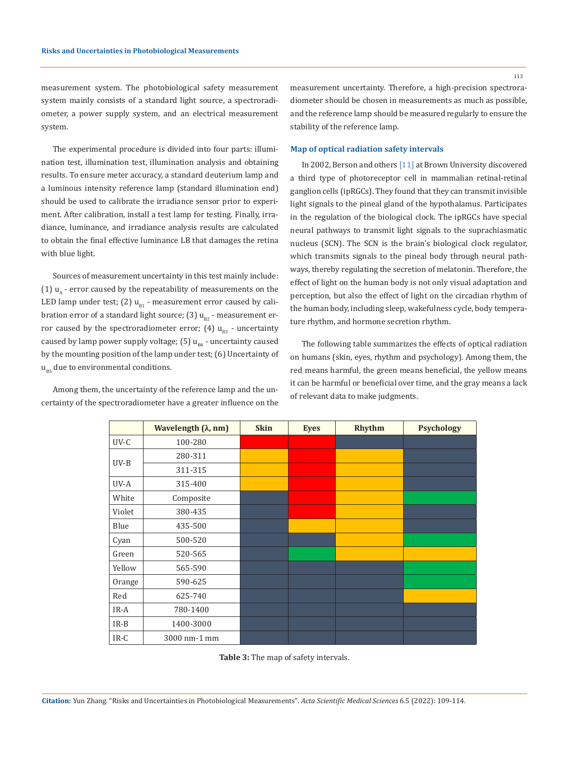measurement system. The photobiological safety measurement system mainly consists of a standard light source, a spectroradiometer, a power supply system, and an electrical measurement system.

The experimental procedure is divided into four parts: illumination test, illumination test, illumination analysis and obtaining results. To ensure meter accuracy, a standard deuterium lamp and a luminous intensity reference lamp (standard illumination end) should be used to calibrate the irradiance sensor prior to experiment. After calibration, install a test lamp for testing. Finally, irradiance, luminance, and irradiance analysis results are calculated to obtain the final effective luminance LB that damages the retina with blue light.

Sources of measurement uncertainty in this test mainly include: (1) $u_A$ - error caused by the repeatability of measurements on the LED lamp under test; (2) $u_{B1}$ - measurement error caused by calibration error of a standard light source; (3) $u_{B2}$ - measurement error caused by the spectroradiometer error; (4) $u_{B3}$ - uncertainty caused by lamp power supply voltage; (5) $u_{B4}$ - uncertainty caused by the mounting position of the lamp under test; (6) Uncertainty of $u_{B5}$ due to environmental conditions.

Among them, the uncertainty of the reference lamp and the uncertainty of the spectroradiometer have a greater influence on the measurement uncertainty. Therefore, a high-precision spectroradiometer should be chosen in measurements as much as possible, and the reference lamp should be measured regularly to ensure the stability of the reference lamp.

### Map of optical radiation safety intervals

In 2002, Berson and others [11] at Brown University discovered a third type of photoreceptor cell in mammalian retinal-retinal ganglion cells (ipRGCs). They found that they can transmit invisible light signals to the pineal gland of the hypothalamus. Participates in the regulation of the biological clock. The ipRGCs have special neural pathways to transmit light signals to the suprachiasmatic nucleus (SCN). The SCN is the brain's biological clock regulator, which transmits signals to the pineal body through neural pathways, thereby regulating the secretion of melatonin. Therefore, the effect of light on the human body is not only visual adaptation and perception, but also the effect of light on the circadian rhythm of the human body, including sleep, wakefulness cycle, body temperature rhythm, and hormone secretion rhythm.

The following table summarizes the effects of optical radiation on humans (skin, eyes, rhythm and psychology). Among them, the red means harmful, the green means beneficial, the yellow means it can be harmful or beneficial over time, and the gray means a lack of relevant data to make judgments.

| | Wavelength (λ, nm) | Skin | Eyes | Rhythm | Psychology |
|---|---|---|---|---|---|
| UV-C | 100-280 | Red | Red | Gray | Gray |
| UV-B | 280-311 | Yellow | Red | Yellow | Gray |
| | 311-315 | Yellow | Red | Yellow | Gray |
| UV-A | 315-400 | Yellow | Red | Yellow | Gray |
| White | Composite | Gray | Red | Yellow | Green |
| Violet | 380-435 | Gray | Red | Yellow | Gray |
| Blue | 435-500 | Gray | Yellow | Yellow | Gray |
| Cyan | 500-520 | Gray | Gray | Yellow | Green |
| Green | 520-565 | Gray | Green | Yellow | Yellow |
| Yellow | 565-590 | Gray | Gray | Gray | Green |
| Orange | 590-625 | Gray | Gray | Gray | Green |
| Red | 625-740 | Gray | Gray | Gray | Yellow |
| IR-A | 780-1400 | Gray | Gray | Gray | Gray |
| IR-B | 1400-3000 | Gray | Gray | Gray | Gray |
| IR-C | 3000 nm-1 mm | Gray | Gray | Gray | Gray |

**Table 3:** The map of safety intervals.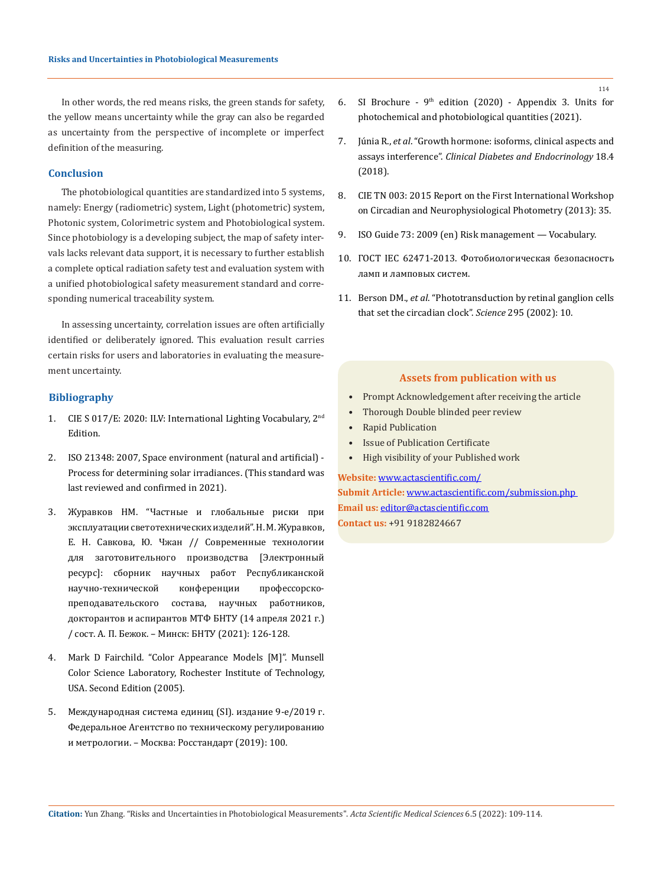In other words, the red means risks, the green stands for safety, the yellow means uncertainty while the gray can also be regarded as uncertainty from the perspective of incomplete or imperfect definition of the measuring.

## Conclusion

The photobiological quantities are standardized into 5 systems, namely: Energy (radiometric) system, Light (photometric) system, Photonic system, Colorimetric system and Photobiological system. Since photobiology is a developing subject, the map of safety intervals lacks relevant data support, it is necessary to further establish a complete optical radiation safety test and evaluation system with a unified photobiological safety measurement standard and corresponding numerical traceability system.

In assessing uncertainty, correlation issues are often artificially identified or deliberately ignored. This evaluation result carries certain risks for users and laboratories in evaluating the measurement uncertainty.

## Bibliography

1. CIE S 017/E: 2020: ILV: International Lighting Vocabulary, 2nd Edition.
2. ISO 21348: 2007, Space environment (natural and artificial) - Process for determining solar irradiances. (This standard was last reviewed and confirmed in 2021).
3. Журавков НМ. "Частные и глобальные риски при эксплуатации светотехнических изделий". Н.М. Журавков, Е. Н. Савкова, Ю. Чжан // Современные технологии для заготовительного производства [Электронный ресурс]: сборник научных работ Республиканской научно-технической конференции профессорско-преподавательского состава, научных работников, докторантов и аспирантов МТФ БНТУ (14 апреля 2021 г.) / сост. А. П. Бежок. – Минск: БНТУ (2021): 126-128.
4. Mark D Fairchild. "Color Appearance Models [M]". Munsell Color Science Laboratory, Rochester Institute of Technology, USA. Second Edition (2005).
5. Международная система единиц (SI). издание 9-е/2019 г. Федеральное Агентство по техническому регулированию и метрологии. – Москва: Росстандарт (2019): 100.
6. SI Brochure - 9th edition (2020) - Appendix 3. Units for photochemical and photobiological quantities (2021).
7. Júnia R., *et al*. "Growth hormone: isoforms, clinical aspects and assays interference". *Clinical Diabetes and Endocrinology* 18.4 (2018).
8. CIE TN 003: 2015 Report on the First International Workshop on Circadian and Neurophysiological Photometry (2013): 35.
9. ISO Guide 73: 2009 (en) Risk management — Vocabulary.
10. ГОСТ IEC 62471-2013. Фотобиологическая безопасность ламп и ламповых систем.
11. Berson DM., *et al*. "Phototransduction by retinal ganglion cells that set the circadian clock". *Science* 295 (2002): 10.

**Assets from publication with us**

- Prompt Acknowledgement after receiving the article
- Thorough Double blinded peer review
- Rapid Publication
- Issue of Publication Certificate
- High visibility of your Published work

**Website:** www.actascientific.com/
**Submit Article:** www.actascientific.com/submission.php
**Email us:** editor@actascientific.com
**Contact us:** +91 9182824667